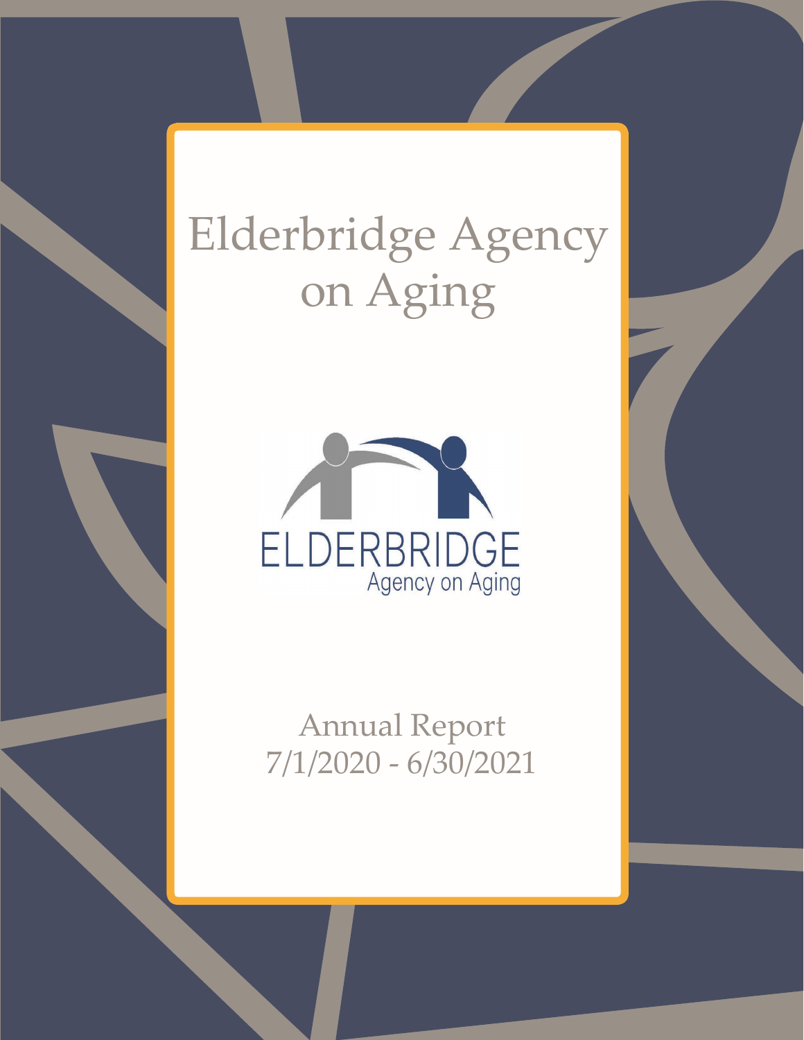# Elderbridge Agency on Aging

ELDERBRIDGE

Agency on Aging

Annual Report
7/1/2020 - 6/30/2021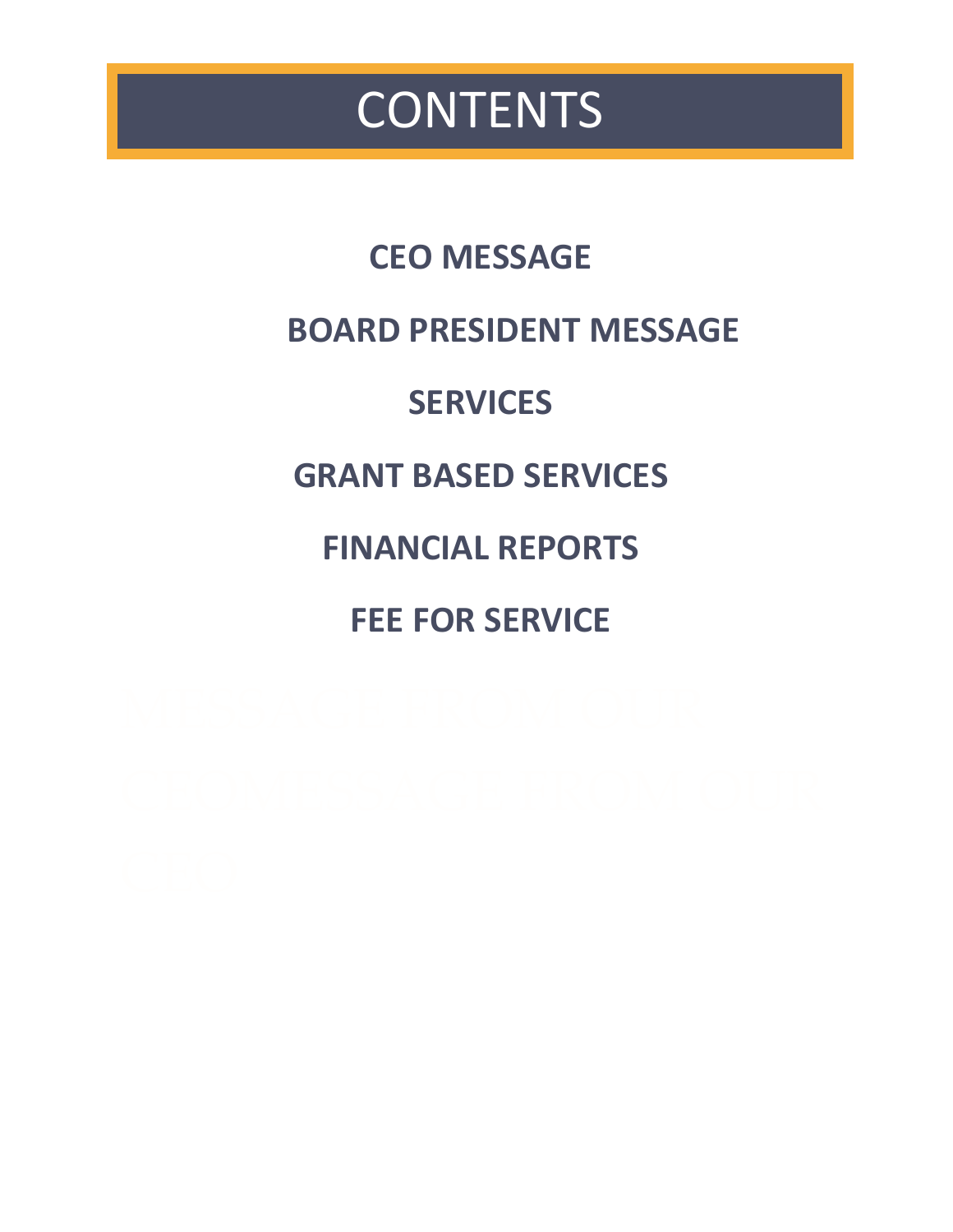# CONTENTS

**CEO MESSAGE**

**BOARD PRESIDENT MESSAGE**

**SERVICES**

**GRANT BASED SERVICES**

**FINANCIAL REPORTS**

**FEE FOR SERVICE**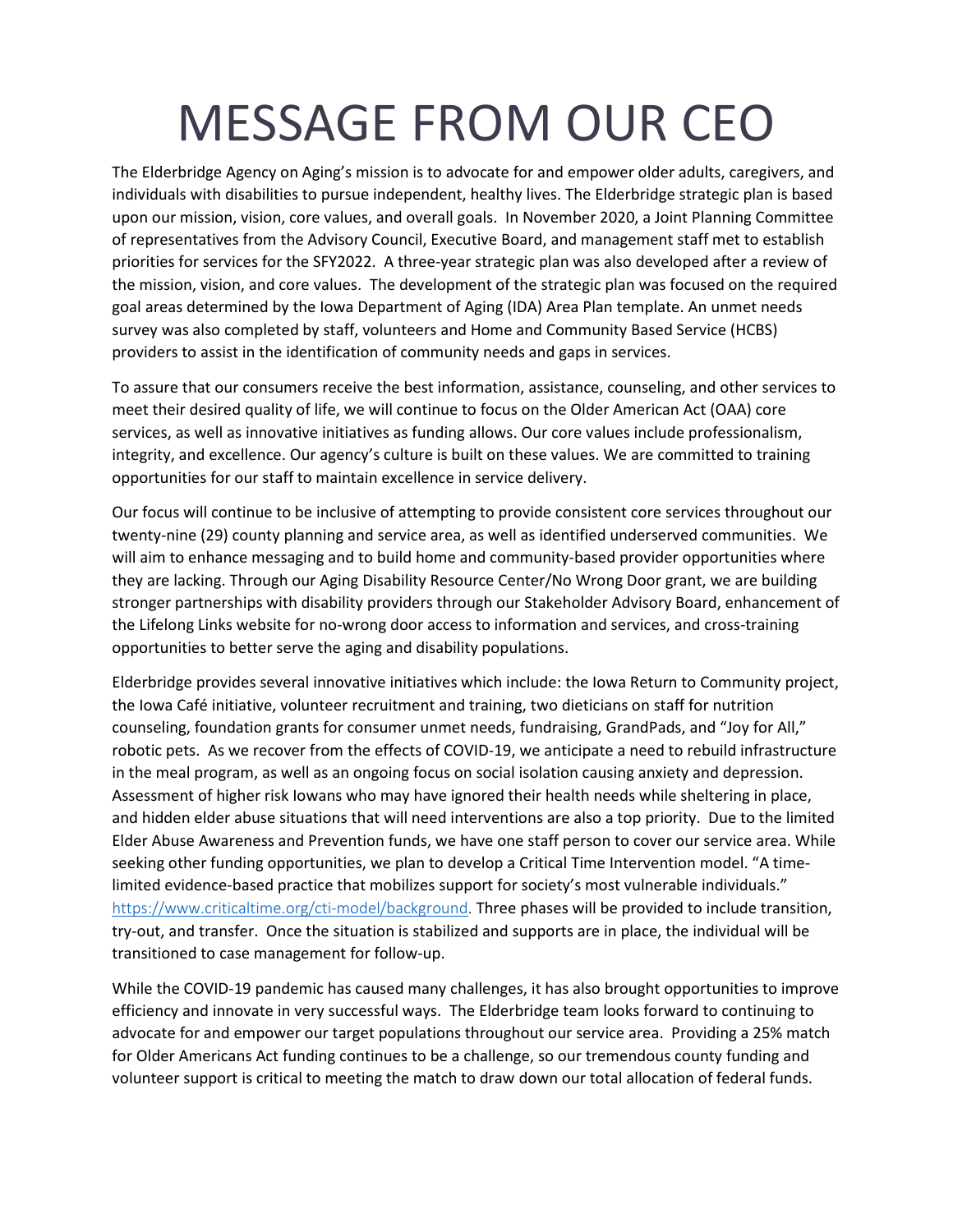# MESSAGE FROM OUR CEO

The Elderbridge Agency on Aging's mission is to advocate for and empower older adults, caregivers, and individuals with disabilities to pursue independent, healthy lives. The Elderbridge strategic plan is based upon our mission, vision, core values, and overall goals. In November 2020, a Joint Planning Committee of representatives from the Advisory Council, Executive Board, and management staff met to establish priorities for services for the SFY2022. A three-year strategic plan was also developed after a review of the mission, vision, and core values. The development of the strategic plan was focused on the required goal areas determined by the Iowa Department of Aging (IDA) Area Plan template. An unmet needs survey was also completed by staff, volunteers and Home and Community Based Service (HCBS) providers to assist in the identification of community needs and gaps in services.

To assure that our consumers receive the best information, assistance, counseling, and other services to meet their desired quality of life, we will continue to focus on the Older American Act (OAA) core services, as well as innovative initiatives as funding allows. Our core values include professionalism, integrity, and excellence. Our agency's culture is built on these values. We are committed to training opportunities for our staff to maintain excellence in service delivery.

Our focus will continue to be inclusive of attempting to provide consistent core services throughout our twenty-nine (29) county planning and service area, as well as identified underserved communities. We will aim to enhance messaging and to build home and community-based provider opportunities where they are lacking. Through our Aging Disability Resource Center/No Wrong Door grant, we are building stronger partnerships with disability providers through our Stakeholder Advisory Board, enhancement of the Lifelong Links website for no-wrong door access to information and services, and cross-training opportunities to better serve the aging and disability populations.

Elderbridge provides several innovative initiatives which include: the Iowa Return to Community project, the Iowa Café initiative, volunteer recruitment and training, two dieticians on staff for nutrition counseling, foundation grants for consumer unmet needs, fundraising, GrandPads, and "Joy for All," robotic pets. As we recover from the effects of COVID-19, we anticipate a need to rebuild infrastructure in the meal program, as well as an ongoing focus on social isolation causing anxiety and depression. Assessment of higher risk Iowans who may have ignored their health needs while sheltering in place, and hidden elder abuse situations that will need interventions are also a top priority. Due to the limited Elder Abuse Awareness and Prevention funds, we have one staff person to cover our service area. While seeking other funding opportunities, we plan to develop a Critical Time Intervention model. "A time-limited evidence-based practice that mobilizes support for society's most vulnerable individuals." https://www.criticaltime.org/cti-model/background. Three phases will be provided to include transition, try-out, and transfer. Once the situation is stabilized and supports are in place, the individual will be transitioned to case management for follow-up.

While the COVID-19 pandemic has caused many challenges, it has also brought opportunities to improve efficiency and innovate in very successful ways. The Elderbridge team looks forward to continuing to advocate for and empower our target populations throughout our service area. Providing a 25% match for Older Americans Act funding continues to be a challenge, so our tremendous county funding and volunteer support is critical to meeting the match to draw down our total allocation of federal funds.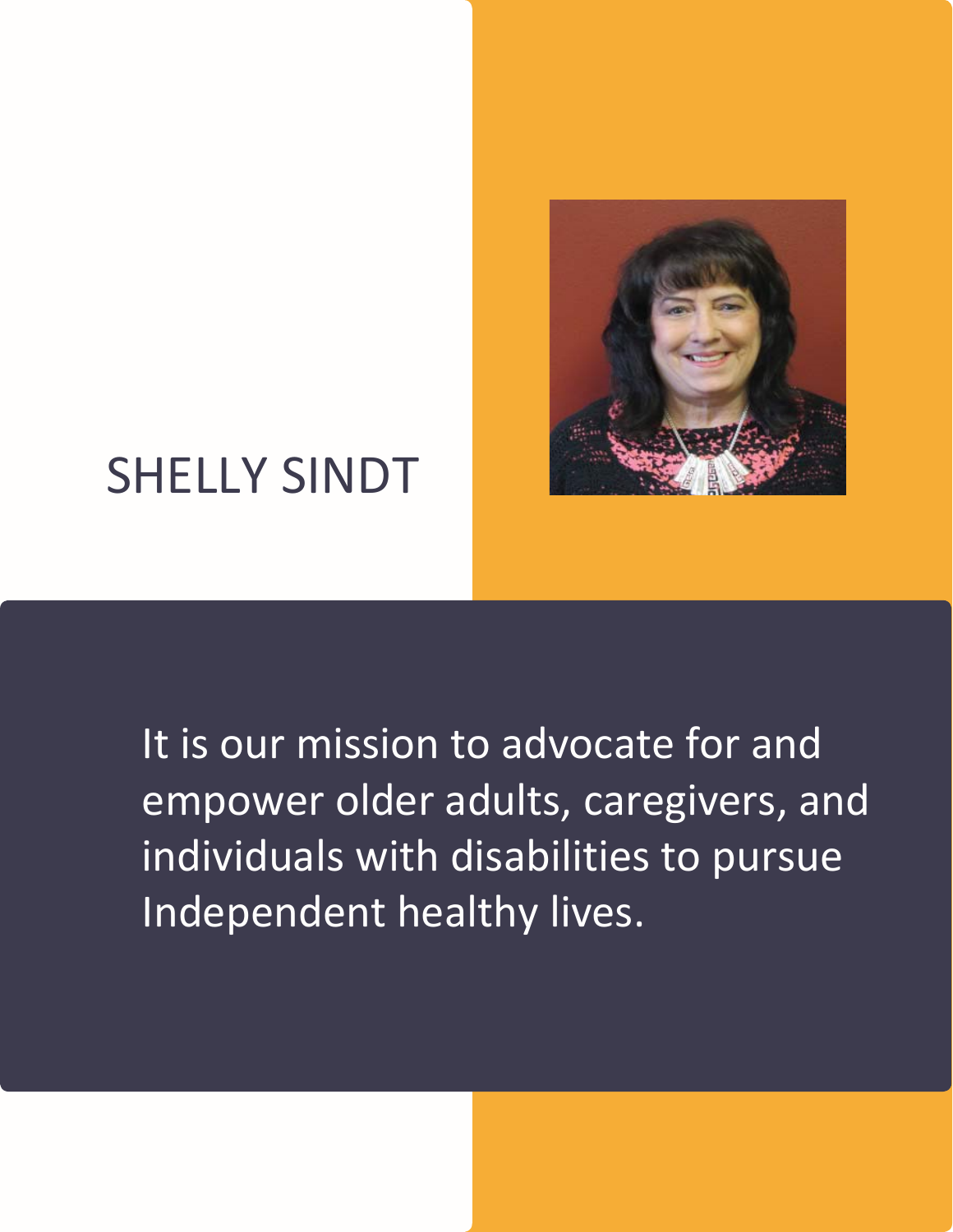SHELLY SINDT

It is our mission to advocate for and empower older adults, caregivers, and individuals with disabilities to pursue Independent healthy lives.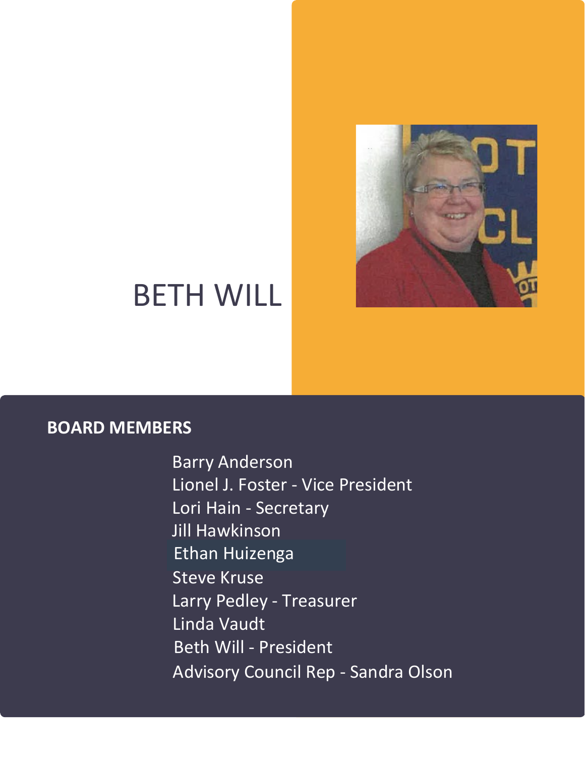# BETH WILL

## BOARD MEMBERS

Barry Anderson
Lionel J. Foster - Vice President
Lori Hain - Secretary
Jill Hawkinson
Ethan Huizenga
Steve Kruse
Larry Pedley - Treasurer
Linda Vaudt
Beth Will - President
Advisory Council Rep - Sandra Olson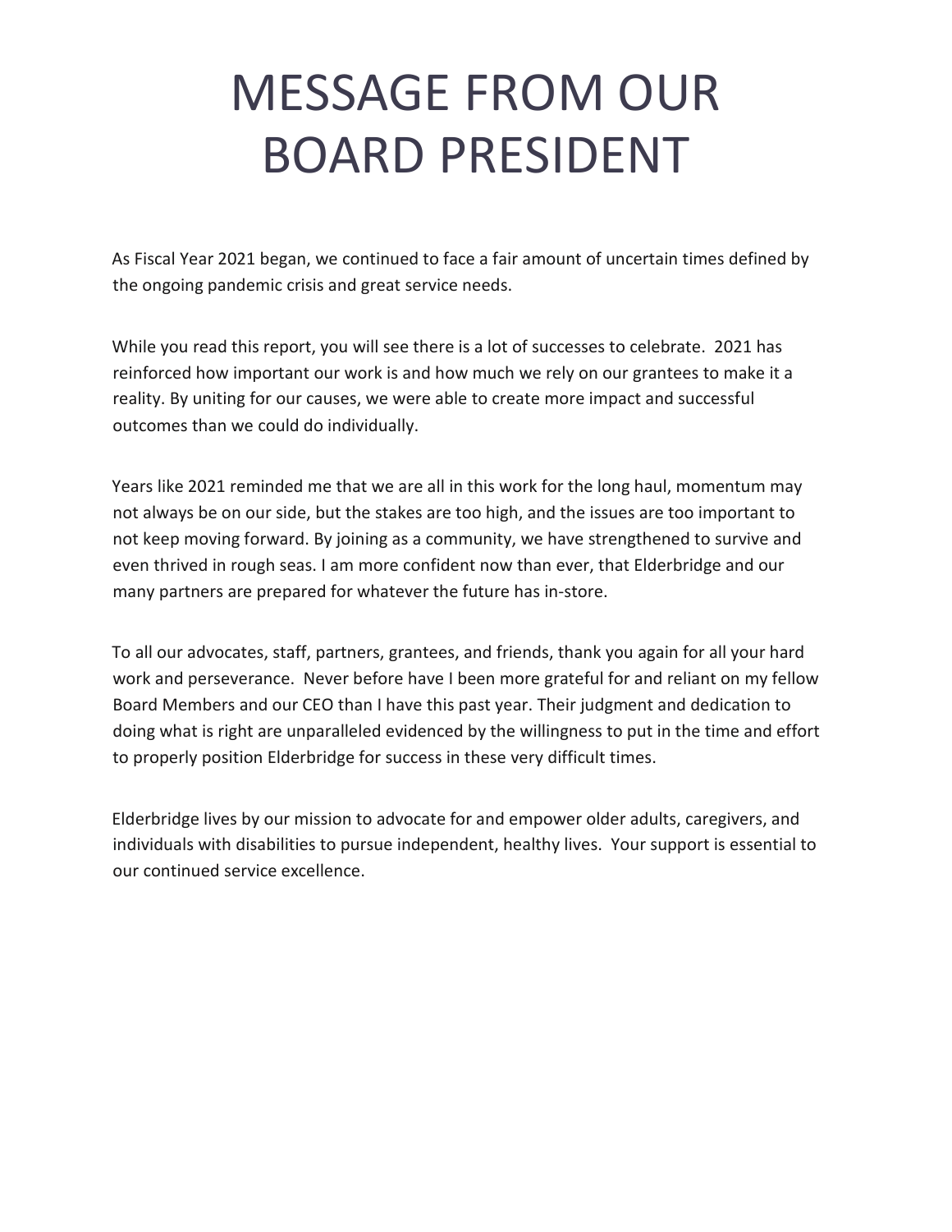# MESSAGE FROM OUR BOARD PRESIDENT

As Fiscal Year 2021 began, we continued to face a fair amount of uncertain times defined by the ongoing pandemic crisis and great service needs.

While you read this report, you will see there is a lot of successes to celebrate. 2021 has reinforced how important our work is and how much we rely on our grantees to make it a reality. By uniting for our causes, we were able to create more impact and successful outcomes than we could do individually.

Years like 2021 reminded me that we are all in this work for the long haul, momentum may not always be on our side, but the stakes are too high, and the issues are too important to not keep moving forward. By joining as a community, we have strengthened to survive and even thrived in rough seas. I am more confident now than ever, that Elderbridge and our many partners are prepared for whatever the future has in-store.

To all our advocates, staff, partners, grantees, and friends, thank you again for all your hard work and perseverance. Never before have I been more grateful for and reliant on my fellow Board Members and our CEO than I have this past year. Their judgment and dedication to doing what is right are unparalleled evidenced by the willingness to put in the time and effort to properly position Elderbridge for success in these very difficult times.

Elderbridge lives by our mission to advocate for and empower older adults, caregivers, and individuals with disabilities to pursue independent, healthy lives. Your support is essential to our continued service excellence.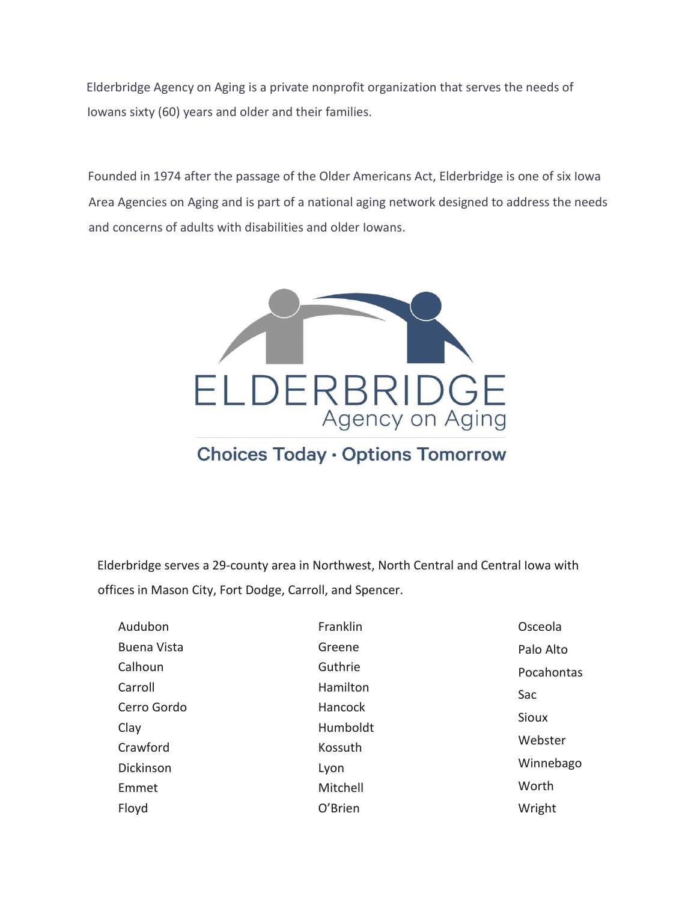Elderbridge Agency on Aging is a private nonprofit organization that serves the needs of Iowans sixty (60) years and older and their families.

Founded in 1974 after the passage of the Older Americans Act, Elderbridge is one of six Iowa Area Agencies on Aging and is part of a national aging network designed to address the needs and concerns of adults with disabilities and older Iowans.

ELDERBRIDGE
Agency on Aging

**Choices Today · Options Tomorrow**

Elderbridge serves a 29-county area in Northwest, North Central and Central Iowa with offices in Mason City, Fort Dodge, Carroll, and Spencer.

- Audubon
- Buena Vista
- Calhoun
- Carroll
- Cerro Gordo
- Clay
- Crawford
- Dickinson
- Emmet
- Floyd
- Franklin
- Greene
- Guthrie
- Hamilton
- Hancock
- Humboldt
- Kossuth
- Lyon
- Mitchell
- O'Brien
- Osceola
- Palo Alto
- Pocahontas
- Sac
- Sioux
- Webster
- Winnebago
- Worth
- Wright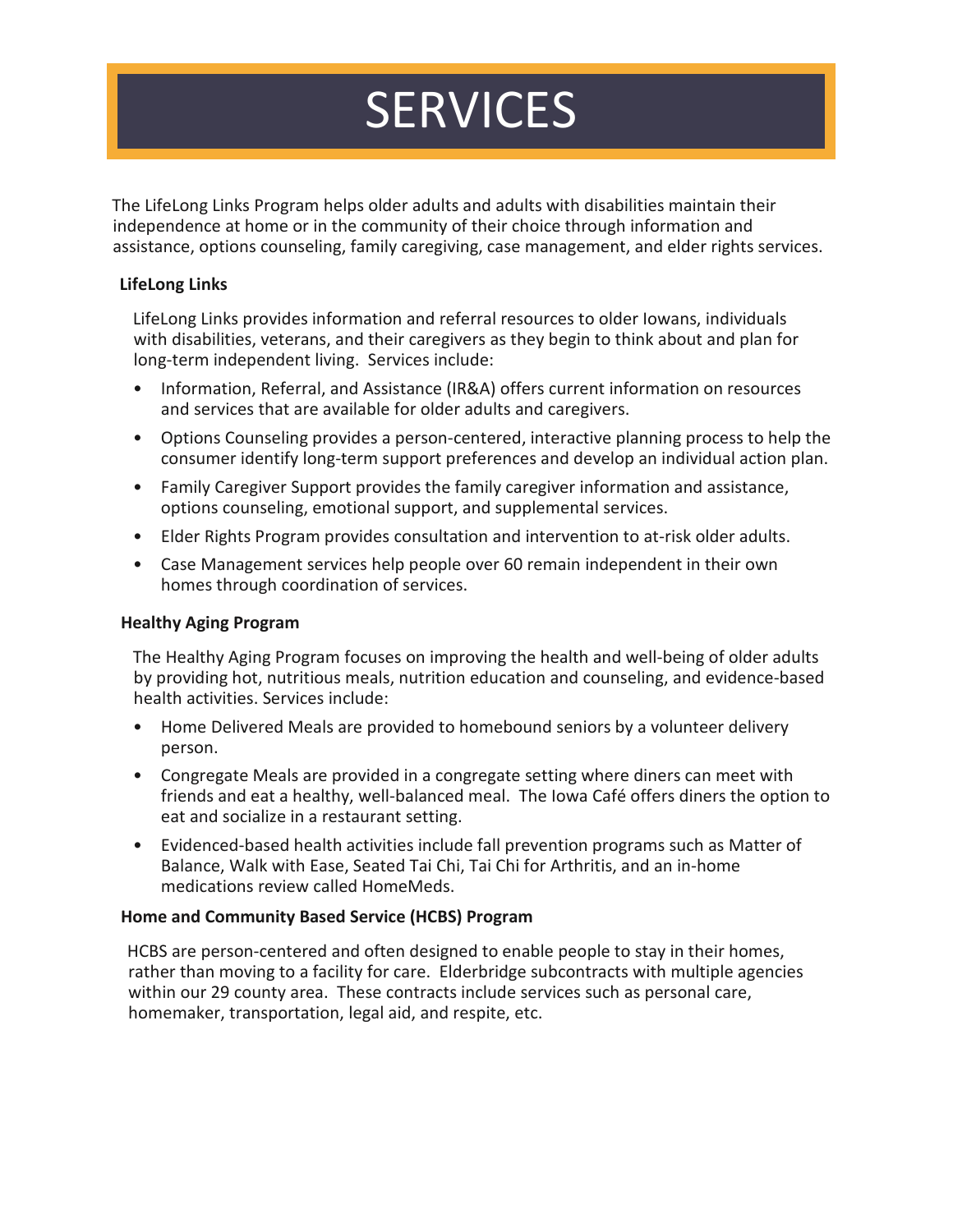# SERVICES

The LifeLong Links Program helps older adults and adults with disabilities maintain their independence at home or in the community of their choice through information and assistance, options counseling, family caregiving, case management, and elder rights services.

**LifeLong Links**

LifeLong Links provides information and referral resources to older Iowans, individuals with disabilities, veterans, and their caregivers as they begin to think about and plan for long-term independent living. Services include:

- Information, Referral, and Assistance (IR&A) offers current information on resources and services that are available for older adults and caregivers.
- Options Counseling provides a person-centered, interactive planning process to help the consumer identify long-term support preferences and develop an individual action plan.
- Family Caregiver Support provides the family caregiver information and assistance, options counseling, emotional support, and supplemental services.
- Elder Rights Program provides consultation and intervention to at-risk older adults.
- Case Management services help people over 60 remain independent in their own homes through coordination of services.

**Healthy Aging Program**

The Healthy Aging Program focuses on improving the health and well-being of older adults by providing hot, nutritious meals, nutrition education and counseling, and evidence-based health activities. Services include:

- Home Delivered Meals are provided to homebound seniors by a volunteer delivery person.
- Congregate Meals are provided in a congregate setting where diners can meet with friends and eat a healthy, well-balanced meal. The Iowa Café offers diners the option to eat and socialize in a restaurant setting.
- Evidenced-based health activities include fall prevention programs such as Matter of Balance, Walk with Ease, Seated Tai Chi, Tai Chi for Arthritis, and an in-home medications review called HomeMeds.

**Home and Community Based Service (HCBS) Program**

HCBS are person-centered and often designed to enable people to stay in their homes, rather than moving to a facility for care. Elderbridge subcontracts with multiple agencies within our 29 county area. These contracts include services such as personal care, homemaker, transportation, legal aid, and respite, etc.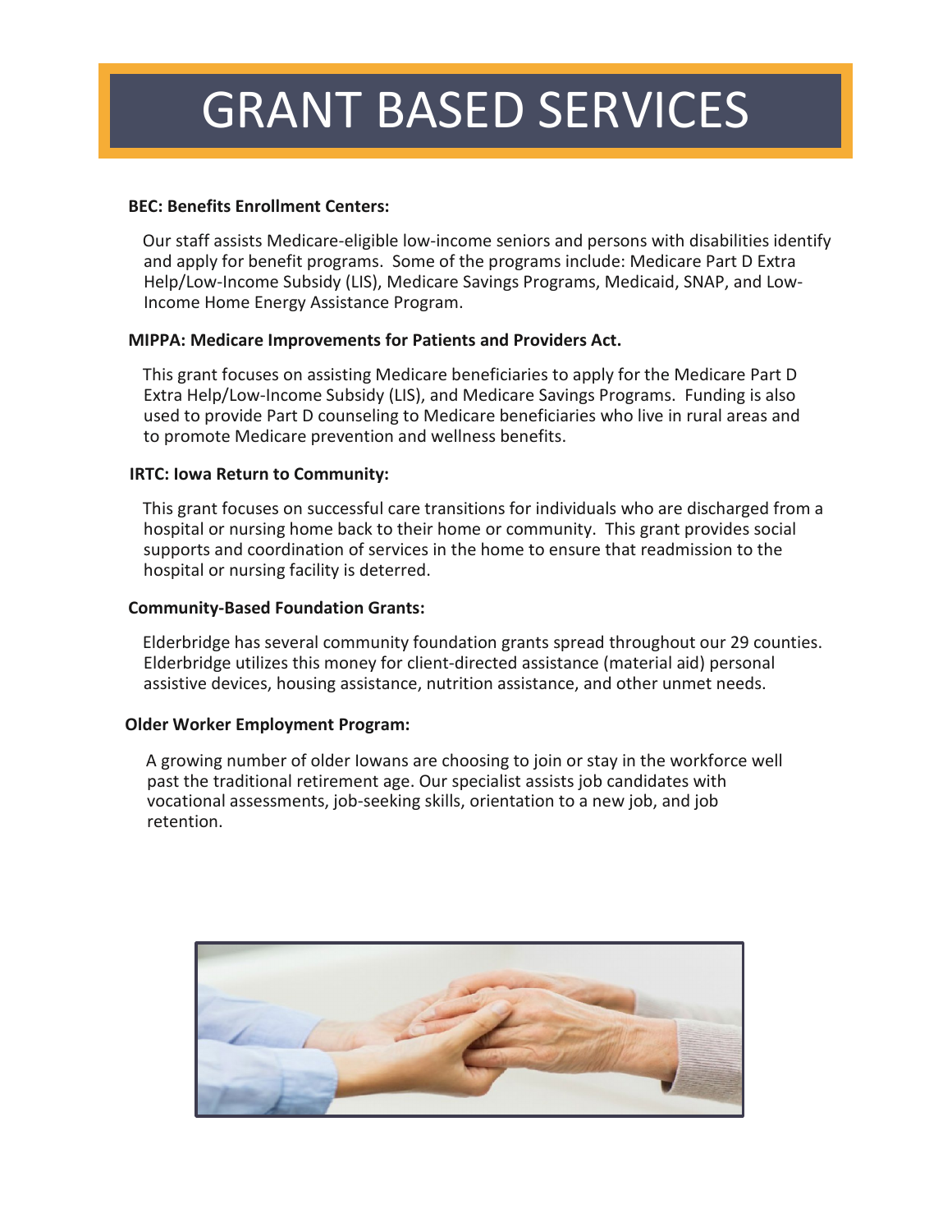# GRANT BASED SERVICES

**BEC: Benefits Enrollment Centers:**

Our staff assists Medicare-eligible low-income seniors and persons with disabilities identify and apply for benefit programs. Some of the programs include: Medicare Part D Extra Help/Low-Income Subsidy (LIS), Medicare Savings Programs, Medicaid, SNAP, and Low-Income Home Energy Assistance Program.

**MIPPA: Medicare Improvements for Patients and Providers Act.**

This grant focuses on assisting Medicare beneficiaries to apply for the Medicare Part D Extra Help/Low-Income Subsidy (LIS), and Medicare Savings Programs. Funding is also used to provide Part D counseling to Medicare beneficiaries who live in rural areas and to promote Medicare prevention and wellness benefits.

**IRTC: Iowa Return to Community:**

This grant focuses on successful care transitions for individuals who are discharged from a hospital or nursing home back to their home or community. This grant provides social supports and coordination of services in the home to ensure that readmission to the hospital or nursing facility is deterred.

**Community-Based Foundation Grants:**

Elderbridge has several community foundation grants spread throughout our 29 counties. Elderbridge utilizes this money for client-directed assistance (material aid) personal assistive devices, housing assistance, nutrition assistance, and other unmet needs.

**Older Worker Employment Program:**

A growing number of older Iowans are choosing to join or stay in the workforce well past the traditional retirement age. Our specialist assists job candidates with vocational assessments, job-seeking skills, orientation to a new job, and job retention.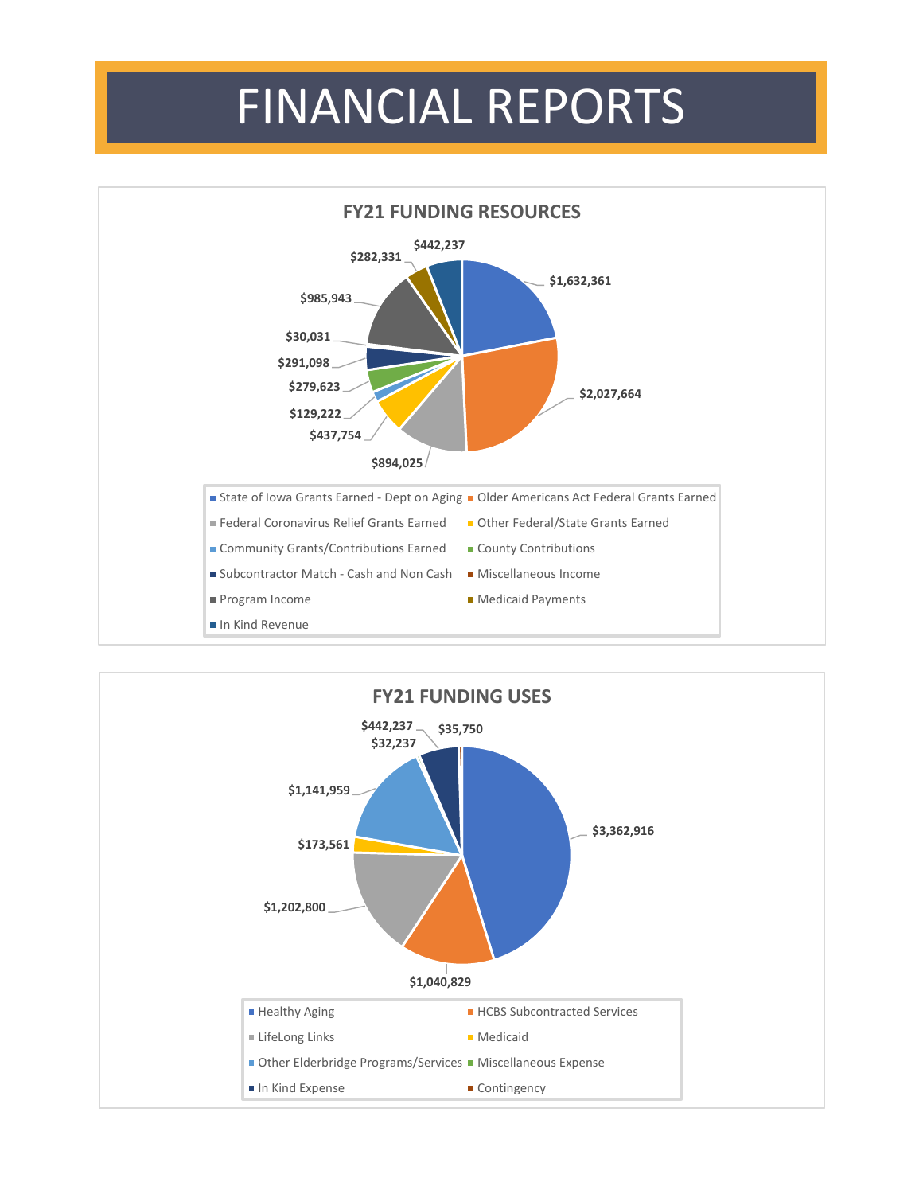# FINANCIAL REPORTS

## FY21 FUNDING RESOURCES

| Source | Amount |
|---|---|
| State of Iowa Grants Earned - Dept on Aging | $1,632,361 |
| Older Americans Act Federal Grants Earned | $2,027,664 |
| Federal Coronavirus Relief Grants Earned | $894,025 |
| Other Federal/State Grants Earned | $437,754 |
| Community Grants/Contributions Earned | $129,222 |
| County Contributions | $279,623 |
| Subcontractor Match - Cash and Non Cash | $291,098 |
| Miscellaneous Income | $30,031 |
| Program Income | $985,943 |
| Medicaid Payments | $282,331 |
| In Kind Revenue | $442,237 |

## FY21 FUNDING USES

| Use | Amount |
|---|---|
| Healthy Aging | $3,362,916 |
| HCBS Subcontracted Services | $1,040,829 |
| LifeLong Links | $1,202,800 |
| Medicaid | $173,561 |
| Other Elderbridge Programs/Services | $1,141,959 |
| Miscellaneous Expense | $32,237 |
| In Kind Expense | $442,237 |
| Contingency | $35,750 |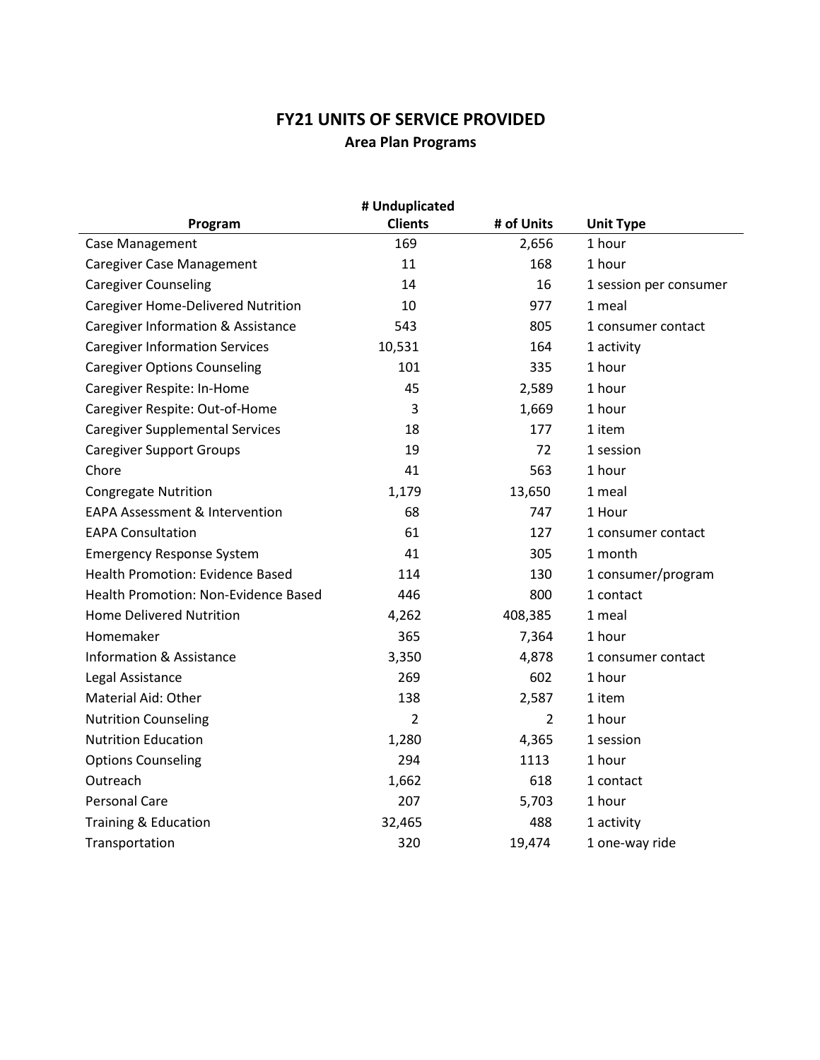# FY21 UNITS OF SERVICE PROVIDED

## Area Plan Programs

| Program | # Unduplicated Clients | # of Units | Unit Type |
|---|---|---|---|
| Case Management | 169 | 2,656 | 1 hour |
| Caregiver Case Management | 11 | 168 | 1 hour |
| Caregiver Counseling | 14 | 16 | 1 session per consumer |
| Caregiver Home-Delivered Nutrition | 10 | 977 | 1 meal |
| Caregiver Information & Assistance | 543 | 805 | 1 consumer contact |
| Caregiver Information Services | 10,531 | 164 | 1 activity |
| Caregiver Options Counseling | 101 | 335 | 1 hour |
| Caregiver Respite: In-Home | 45 | 2,589 | 1 hour |
| Caregiver Respite: Out-of-Home | 3 | 1,669 | 1 hour |
| Caregiver Supplemental Services | 18 | 177 | 1 item |
| Caregiver Support Groups | 19 | 72 | 1 session |
| Chore | 41 | 563 | 1 hour |
| Congregate Nutrition | 1,179 | 13,650 | 1 meal |
| EAPA Assessment & Intervention | 68 | 747 | 1 Hour |
| EAPA Consultation | 61 | 127 | 1 consumer contact |
| Emergency Response System | 41 | 305 | 1 month |
| Health Promotion: Evidence Based | 114 | 130 | 1 consumer/program |
| Health Promotion: Non-Evidence Based | 446 | 800 | 1 contact |
| Home Delivered Nutrition | 4,262 | 408,385 | 1 meal |
| Homemaker | 365 | 7,364 | 1 hour |
| Information & Assistance | 3,350 | 4,878 | 1 consumer contact |
| Legal Assistance | 269 | 602 | 1 hour |
| Material Aid: Other | 138 | 2,587 | 1 item |
| Nutrition Counseling | 2 | 2 | 1 hour |
| Nutrition Education | 1,280 | 4,365 | 1 session |
| Options Counseling | 294 | 1113 | 1 hour |
| Outreach | 1,662 | 618 | 1 contact |
| Personal Care | 207 | 5,703 | 1 hour |
| Training & Education | 32,465 | 488 | 1 activity |
| Transportation | 320 | 19,474 | 1 one-way ride |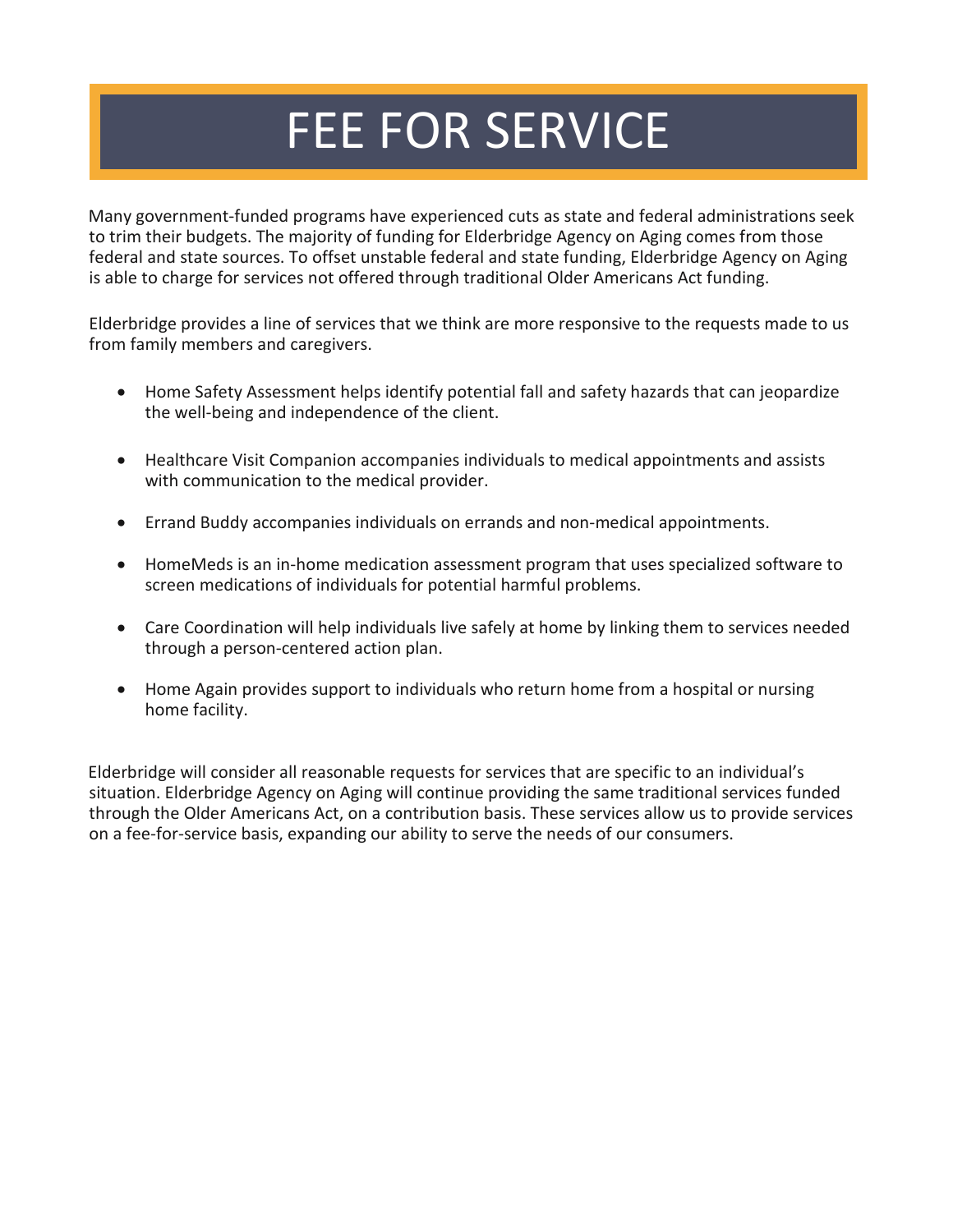# FEE FOR SERVICE

Many government-funded programs have experienced cuts as state and federal administrations seek to trim their budgets. The majority of funding for Elderbridge Agency on Aging comes from those federal and state sources. To offset unstable federal and state funding, Elderbridge Agency on Aging is able to charge for services not offered through traditional Older Americans Act funding.

Elderbridge provides a line of services that we think are more responsive to the requests made to us from family members and caregivers.

- Home Safety Assessment helps identify potential fall and safety hazards that can jeopardize the well-being and independence of the client.
- Healthcare Visit Companion accompanies individuals to medical appointments and assists with communication to the medical provider.
- Errand Buddy accompanies individuals on errands and non-medical appointments.
- HomeMeds is an in-home medication assessment program that uses specialized software to screen medications of individuals for potential harmful problems.
- Care Coordination will help individuals live safely at home by linking them to services needed through a person-centered action plan.
- Home Again provides support to individuals who return home from a hospital or nursing home facility.

Elderbridge will consider all reasonable requests for services that are specific to an individual's situation. Elderbridge Agency on Aging will continue providing the same traditional services funded through the Older Americans Act, on a contribution basis. These services allow us to provide services on a fee-for-service basis, expanding our ability to serve the needs of our consumers.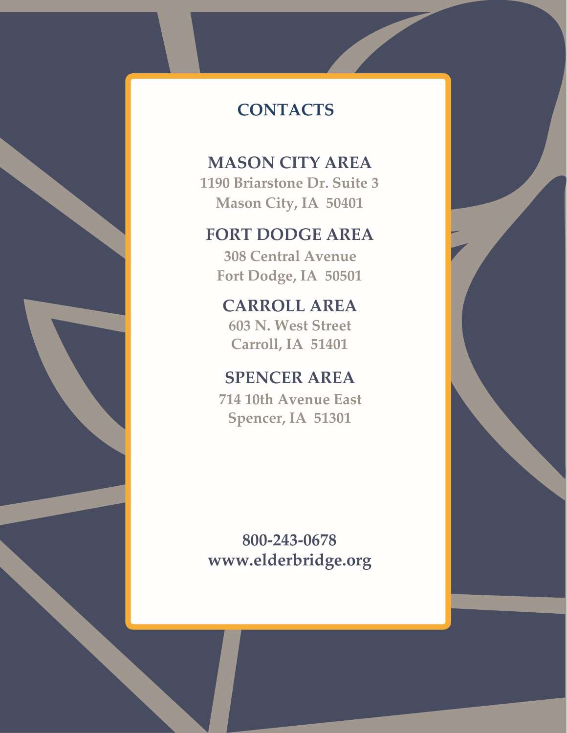# CONTACTS

## MASON CITY AREA

**1190 Briarstone Dr. Suite 3**
**Mason City, IA 50401**

## FORT DODGE AREA

**308 Central Avenue**
**Fort Dodge, IA 50501**

## CARROLL AREA

**603 N. West Street**
**Carroll, IA 51401**

## SPENCER AREA

**714 10th Avenue East**
**Spencer, IA 51301**

**800-243-0678**
**www.elderbridge.org**